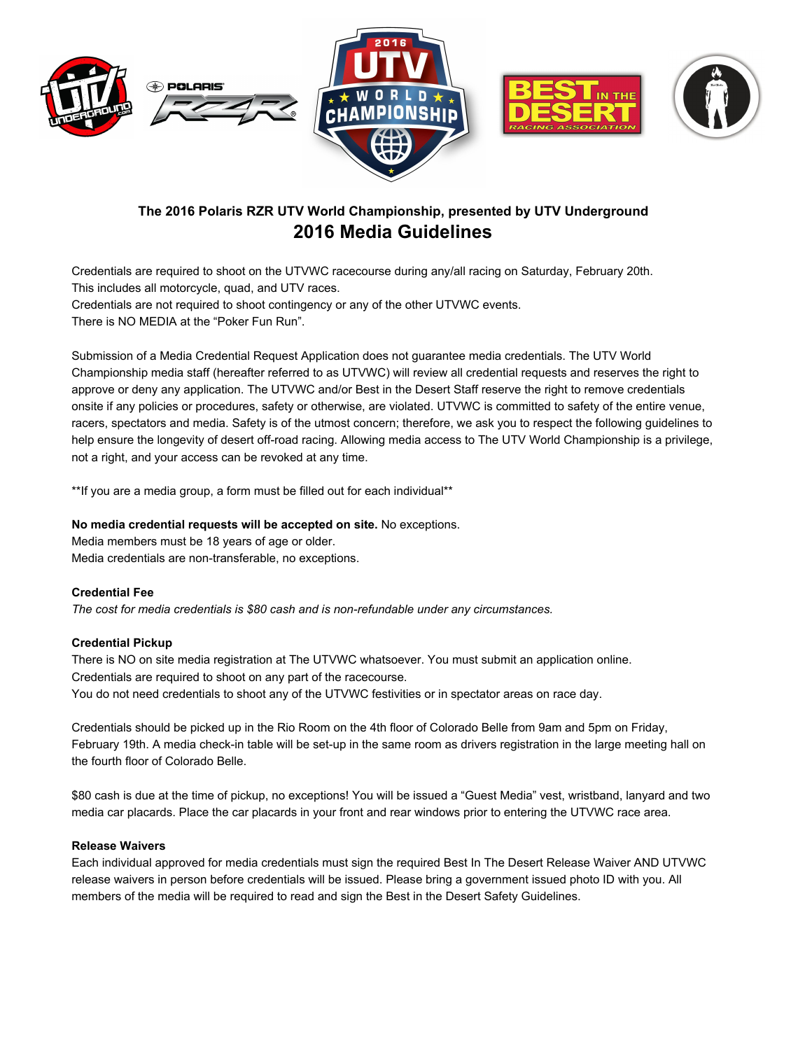**The 2016 Polaris RZR UTV World Championship, presented by UTV Underground**

# 2016 Media Guidelines

Credentials are required to shoot on the UTVWC racecourse during any/all racing on Saturday, February 20th.
This includes all motorcycle, quad, and UTV races.
Credentials are not required to shoot contingency or any of the other UTVWC events.
There is NO MEDIA at the "Poker Fun Run".

Submission of a Media Credential Request Application does not guarantee media credentials. The UTV World Championship media staff (hereafter referred to as UTVWC) will review all credential requests and reserves the right to approve or deny any application. The UTVWC and/or Best in the Desert Staff reserve the right to remove credentials onsite if any policies or procedures, safety or otherwise, are violated. UTVWC is committed to safety of the entire venue, racers, spectators and media. Safety is of the utmost concern; therefore, we ask you to respect the following guidelines to help ensure the longevity of desert off-road racing. Allowing media access to The UTV World Championship is a privilege, not a right, and your access can be revoked at any time.

**If you are a media group, a form must be filled out for each individual**

**No media credential requests will be accepted on site.** No exceptions.
Media members must be 18 years of age or older.
Media credentials are non-transferable, no exceptions.

**Credential Fee**

*The cost for media credentials is $80 cash and is non-refundable under any circumstances.*

**Credential Pickup**

There is NO on site media registration at The UTVWC whatsoever. You must submit an application online.
Credentials are required to shoot on any part of the racecourse.
You do not need credentials to shoot any of the UTVWC festivities or in spectator areas on race day.

Credentials should be picked up in the Rio Room on the 4th floor of Colorado Belle from 9am and 5pm on Friday, February 19th. A media check-in table will be set-up in the same room as drivers registration in the large meeting hall on the fourth floor of Colorado Belle.

$80 cash is due at the time of pickup, no exceptions! You will be issued a "Guest Media" vest, wristband, lanyard and two media car placards. Place the car placards in your front and rear windows prior to entering the UTVWC race area.

**Release Waivers**

Each individual approved for media credentials must sign the required Best In The Desert Release Waiver AND UTVWC release waivers in person before credentials will be issued. Please bring a government issued photo ID with you. All members of the media will be required to read and sign the Best in the Desert Safety Guidelines.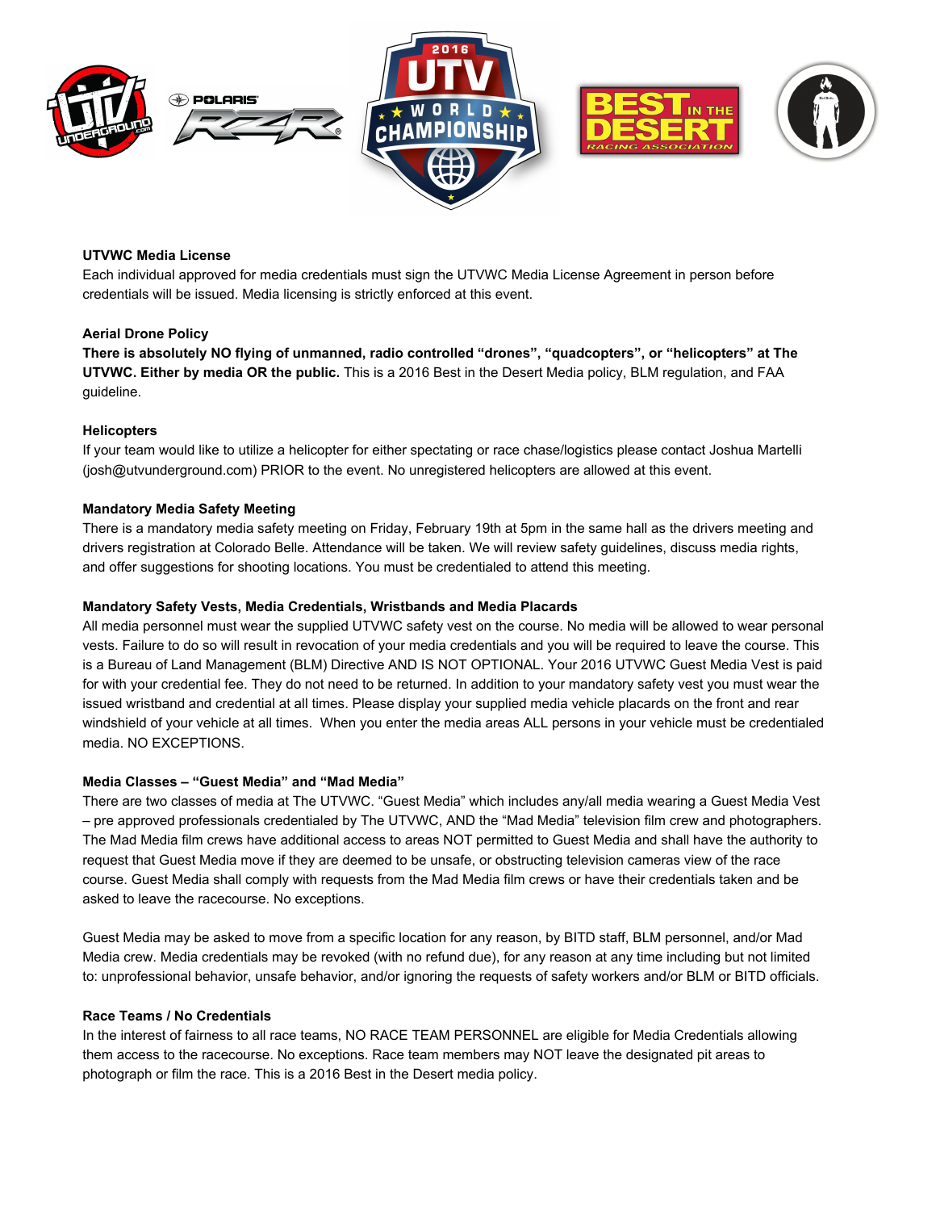**UTVWC Media License**

Each individual approved for media credentials must sign the UTVWC Media License Agreement in person before credentials will be issued. Media licensing is strictly enforced at this event.

**Aerial Drone Policy**

**There is absolutely NO flying of unmanned, radio controlled "drones", "quadcopters", or "helicopters" at The UTVWC. Either by media OR the public.** This is a 2016 Best in the Desert Media policy, BLM regulation, and FAA guideline.

**Helicopters**

If your team would like to utilize a helicopter for either spectating or race chase/logistics please contact Joshua Martelli (josh@utvunderground.com) PRIOR to the event. No unregistered helicopters are allowed at this event.

**Mandatory Media Safety Meeting**

There is a mandatory media safety meeting on Friday, February 19th at 5pm in the same hall as the drivers meeting and drivers registration at Colorado Belle. Attendance will be taken. We will review safety guidelines, discuss media rights, and offer suggestions for shooting locations. You must be credentialed to attend this meeting.

**Mandatory Safety Vests, Media Credentials, Wristbands and Media Placards**

All media personnel must wear the supplied UTVWC safety vest on the course. No media will be allowed to wear personal vests. Failure to do so will result in revocation of your media credentials and you will be required to leave the course. This is a Bureau of Land Management (BLM) Directive AND IS NOT OPTIONAL. Your 2016 UTVWC Guest Media Vest is paid for with your credential fee. They do not need to be returned. In addition to your mandatory safety vest you must wear the issued wristband and credential at all times. Please display your supplied media vehicle placards on the front and rear windshield of your vehicle at all times. When you enter the media areas ALL persons in your vehicle must be credentialed media. NO EXCEPTIONS.

**Media Classes – "Guest Media" and "Mad Media"**

There are two classes of media at The UTVWC. "Guest Media" which includes any/all media wearing a Guest Media Vest – pre approved professionals credentialed by The UTVWC, AND the "Mad Media" television film crew and photographers. The Mad Media film crews have additional access to areas NOT permitted to Guest Media and shall have the authority to request that Guest Media move if they are deemed to be unsafe, or obstructing television cameras view of the race course. Guest Media shall comply with requests from the Mad Media film crews or have their credentials taken and be asked to leave the racecourse. No exceptions.

Guest Media may be asked to move from a specific location for any reason, by BITD staff, BLM personnel, and/or Mad Media crew. Media credentials may be revoked (with no refund due), for any reason at any time including but not limited to: unprofessional behavior, unsafe behavior, and/or ignoring the requests of safety workers and/or BLM or BITD officials.

**Race Teams / No Credentials**

In the interest of fairness to all race teams, NO RACE TEAM PERSONNEL are eligible for Media Credentials allowing them access to the racecourse. No exceptions. Race team members may NOT leave the designated pit areas to photograph or film the race. This is a 2016 Best in the Desert media policy.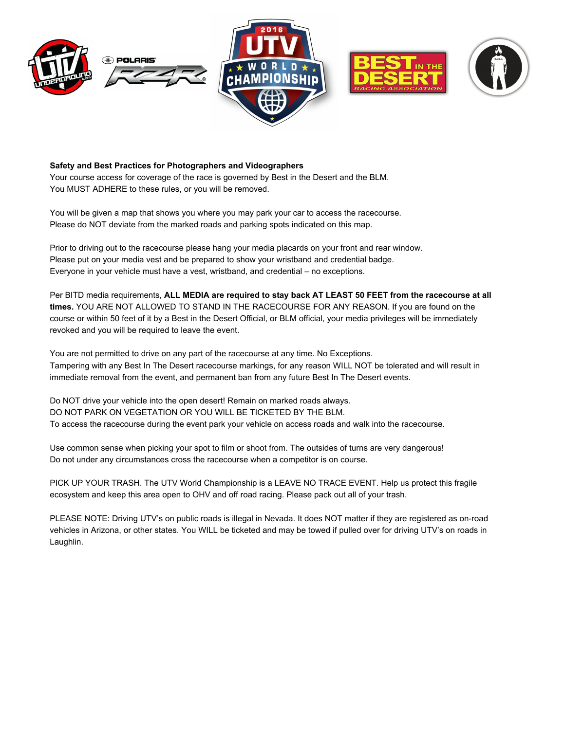**Safety and Best Practices for Photographers and Videographers**

Your course access for coverage of the race is governed by Best in the Desert and the BLM.
You MUST ADHERE to these rules, or you will be removed.

You will be given a map that shows you where you may park your car to access the racecourse.
Please do NOT deviate from the marked roads and parking spots indicated on this map.

Prior to driving out to the racecourse please hang your media placards on your front and rear window.
Please put on your media vest and be prepared to show your wristband and credential badge.
Everyone in your vehicle must have a vest, wristband, and credential – no exceptions.

Per BITD media requirements, **ALL MEDIA are required to stay back AT LEAST 50 FEET from the racecourse at all times.** YOU ARE NOT ALLOWED TO STAND IN THE RACECOURSE FOR ANY REASON. If you are found on the course or within 50 feet of it by a Best in the Desert Official, or BLM official, your media privileges will be immediately revoked and you will be required to leave the event.

You are not permitted to drive on any part of the racecourse at any time. No Exceptions.
Tampering with any Best In The Desert racecourse markings, for any reason WILL NOT be tolerated and will result in immediate removal from the event, and permanent ban from any future Best In The Desert events.

Do NOT drive your vehicle into the open desert! Remain on marked roads always.
DO NOT PARK ON VEGETATION OR YOU WILL BE TICKETED BY THE BLM.
To access the racecourse during the event park your vehicle on access roads and walk into the racecourse.

Use common sense when picking your spot to film or shoot from. The outsides of turns are very dangerous!
Do not under any circumstances cross the racecourse when a competitor is on course.

PICK UP YOUR TRASH. The UTV World Championship is a LEAVE NO TRACE EVENT. Help us protect this fragile ecosystem and keep this area open to OHV and off road racing. Please pack out all of your trash.

PLEASE NOTE: Driving UTV's on public roads is illegal in Nevada. It does NOT matter if they are registered as on-road vehicles in Arizona, or other states. You WILL be ticketed and may be towed if pulled over for driving UTV's on roads in Laughlin.